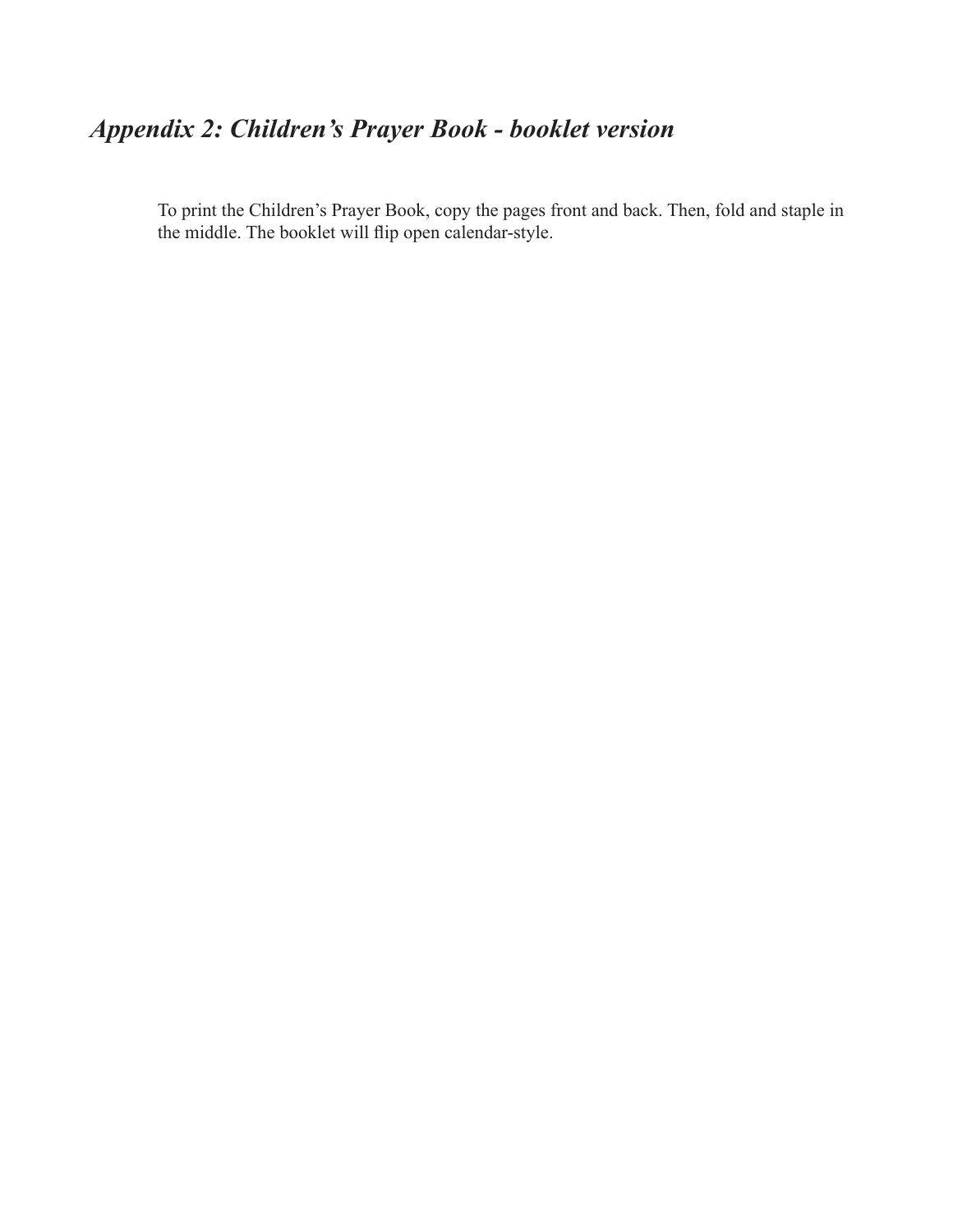# *Appendix 2: Children's Prayer Book - booklet version*

To print the Children's Prayer Book, copy the pages front and back. Then, fold and staple in the middle. The booklet will flip open calendar-style.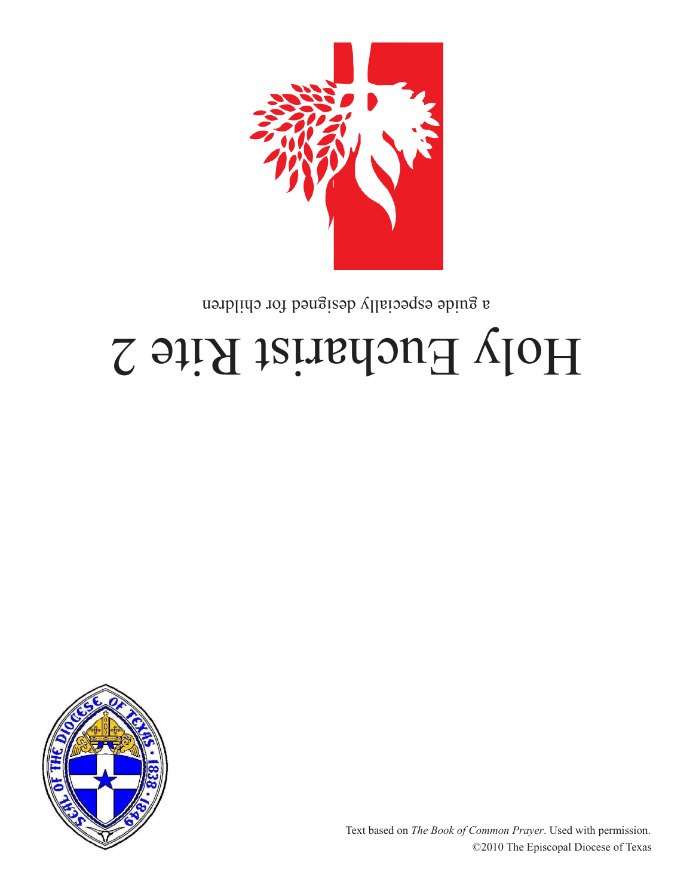# Holy Eucharist Rite 2

a guide especially designed for children

Text based on *The Book of Common Prayer*. Used with permission.
©2010 The Episcopal Diocese of Texas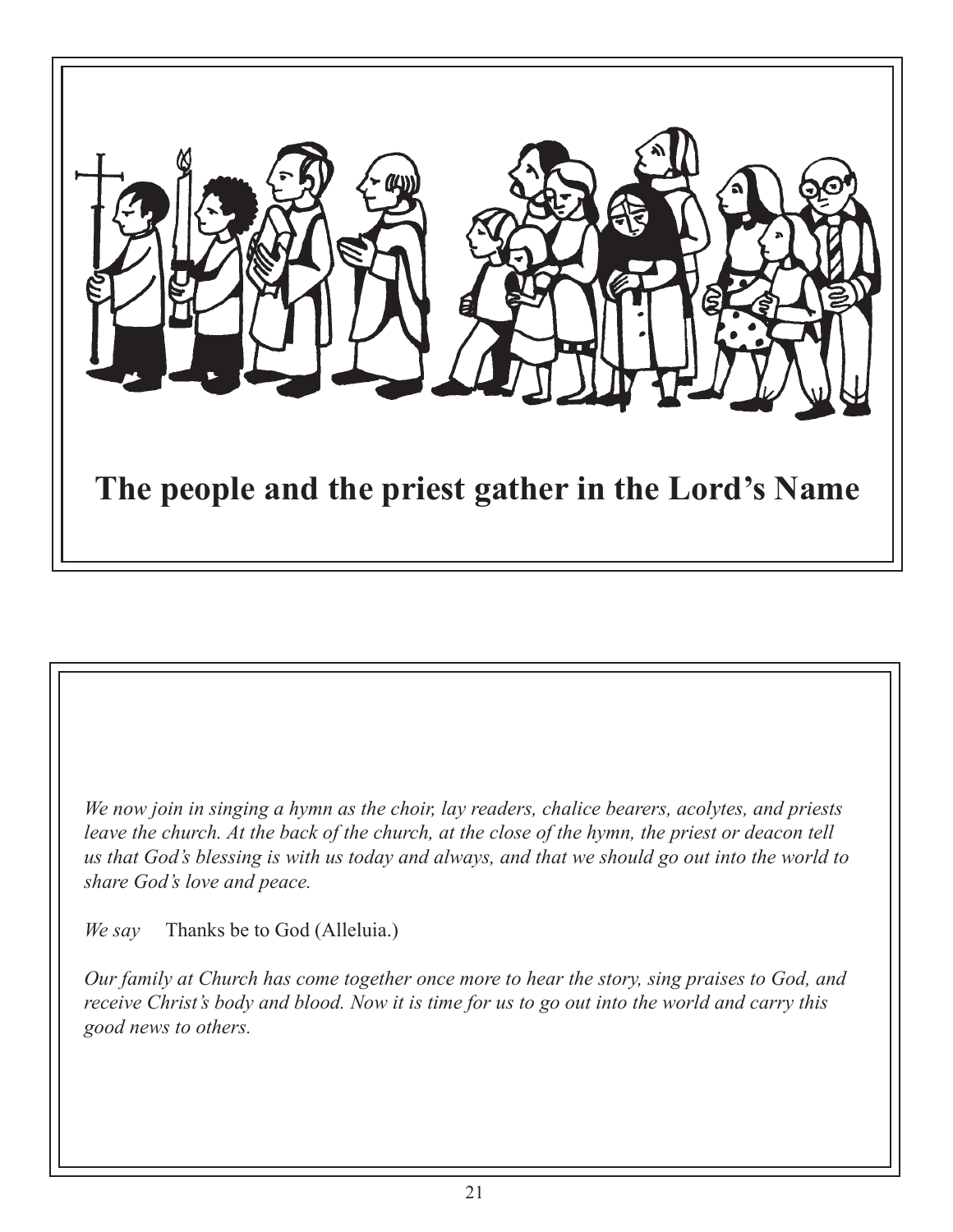**The people and the priest gather in the Lord's Name**

*We now join in singing a hymn as the choir, lay readers, chalice bearers, acolytes, and priests leave the church. At the back of the church, at the close of the hymn, the priest or deacon tell us that God's blessing is with us today and always, and that we should go out into the world to share God's love and peace.*

*We say* Thanks be to God (Alleluia.)

*Our family at Church has come together once more to hear the story, sing praises to God, and receive Christ's body and blood. Now it is time for us to go out into the world and carry this good news to others.*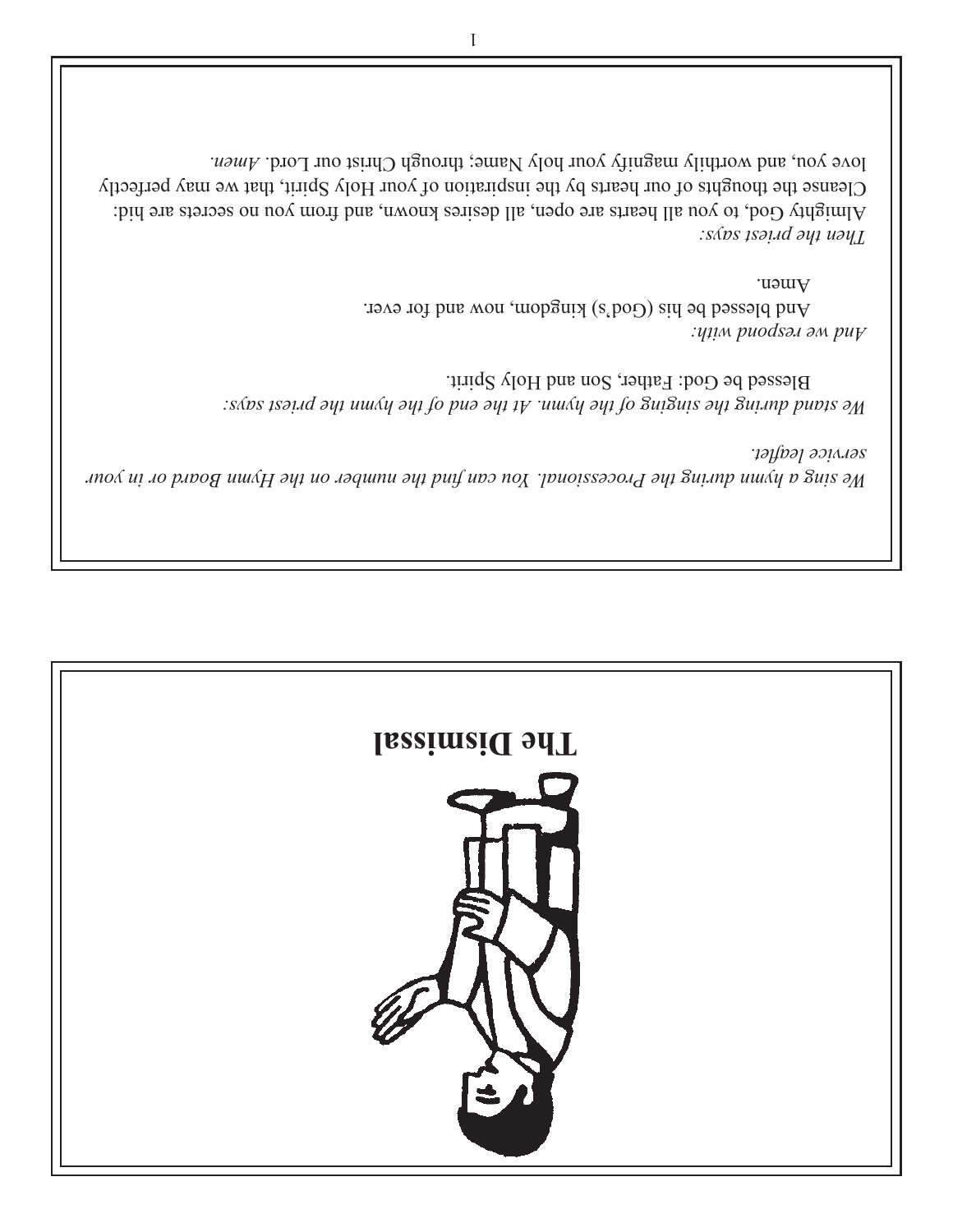*We sing a hymn during the Processional. You can find the number on the Hymn Board or in your service leaflet.*

*We stand during the singing of the hymn. At the end of the hymn the priest says:*

Blessed be God: Father, Son and Holy Spirit.

*And we respond with:*

And blessed be his (God's) kingdom, now and for ever.
Amen.

*Then the priest says:*

Almighty God, to you all hearts are open, all desires known, and from you no secrets are hid: Cleanse the thoughts of our hearts by the inspiration of your Holy Spirit, that we may perfectly love you, and worthily magnify your holy Name; through Christ our Lord. *Amen.*

# The Dismissal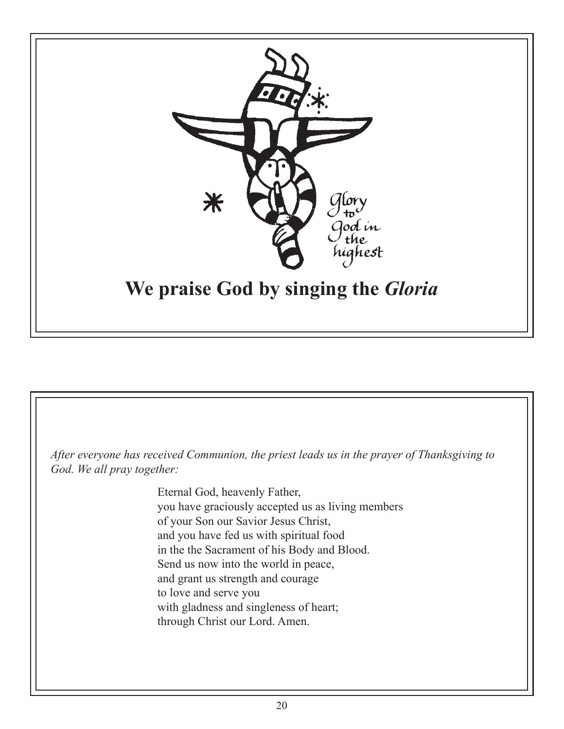## We praise God by singing the *Gloria*

*After everyone has received Communion, the priest leads us in the prayer of Thanksgiving to God. We all pray together:*

Eternal God, heavenly Father,
you have graciously accepted us as living members
of your Son our Savior Jesus Christ,
and you have fed us with spiritual food
in the the Sacrament of his Body and Blood.
Send us now into the world in peace,
and grant us strength and courage
to love and serve you
with gladness and singleness of heart;
through Christ our Lord. Amen.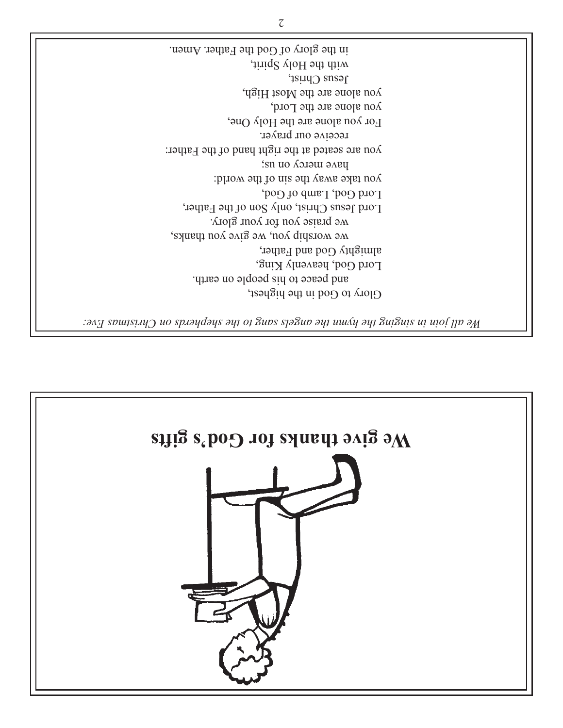*We all join in singing the hymn the angels sang to the shepherds on Christmas Eve:*

Glory to God in the highest,
and peace to his people on earth.
Lord God, heavenly King,
almighty God and Father,
we worship you, we give you thanks,
we praise you for your glory.
Lord Jesus Christ, only Son of the Father,
Lord God, Lamb of God,
you take away the sin of the world:
have mercy on us;
you are seated at the right hand of the Father:
receive our prayer.
For you alone are the Holy One,
you alone are the Lord,
you alone are the Most High,
Jesus Christ,
with the Holy Spirit,
in the glory of God the Father. Amen.

# We give thanks for God's gifts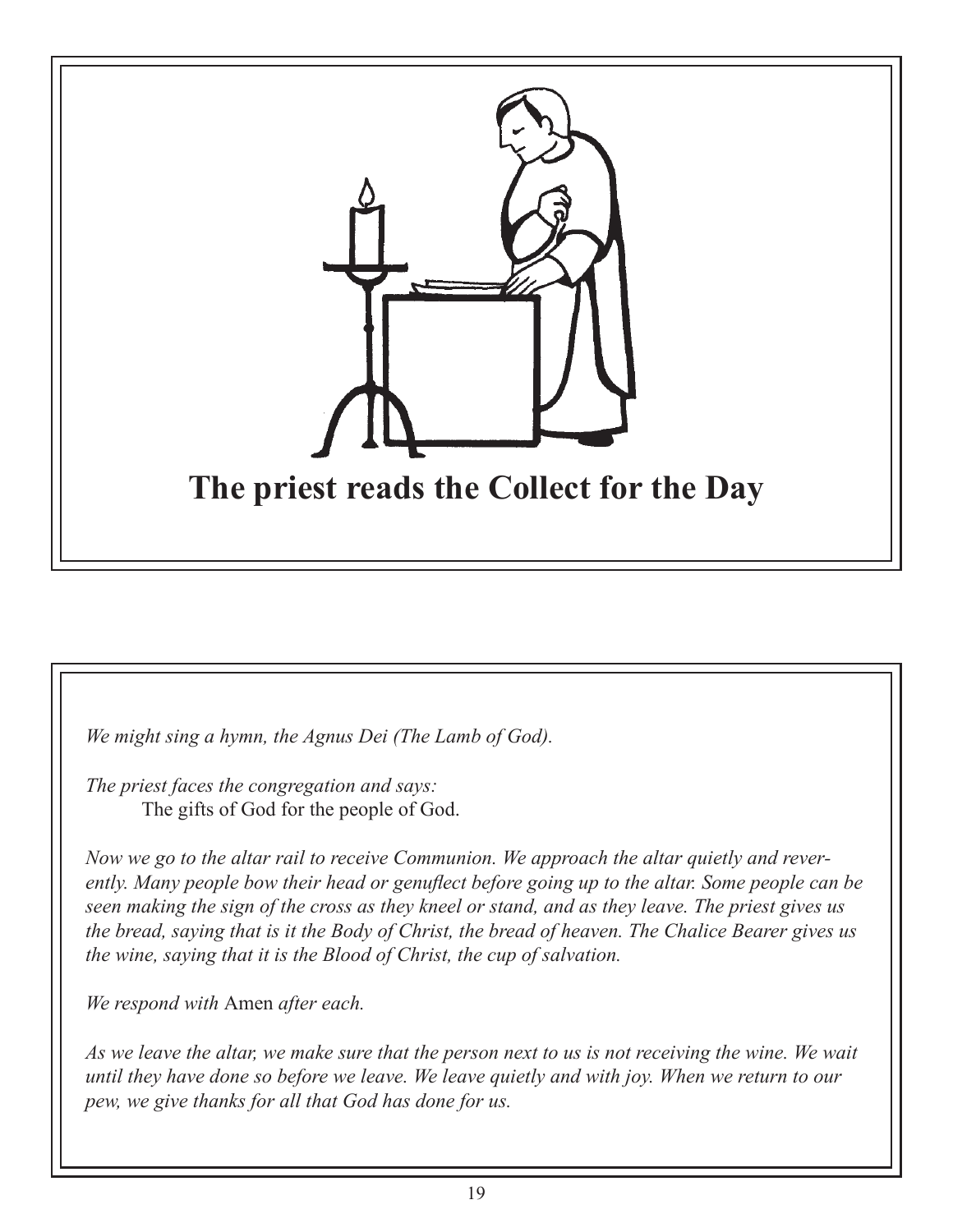**The priest reads the Collect for the Day**

*We might sing a hymn, the Agnus Dei (The Lamb of God).*

*The priest faces the congregation and says:*

The gifts of God for the people of God.

*Now we go to the altar rail to receive Communion. We approach the altar quietly and reverently. Many people bow their head or genuflect before going up to the altar. Some people can be seen making the sign of the cross as they kneel or stand, and as they leave. The priest gives us the bread, saying that is it the Body of Christ, the bread of heaven. The Chalice Bearer gives us the wine, saying that it is the Blood of Christ, the cup of salvation.*

*We respond with* Amen *after each.*

*As we leave the altar, we make sure that the person next to us is not receiving the wine. We wait until they have done so before we leave. We leave quietly and with joy. When we return to our pew, we give thanks for all that God has done for us.*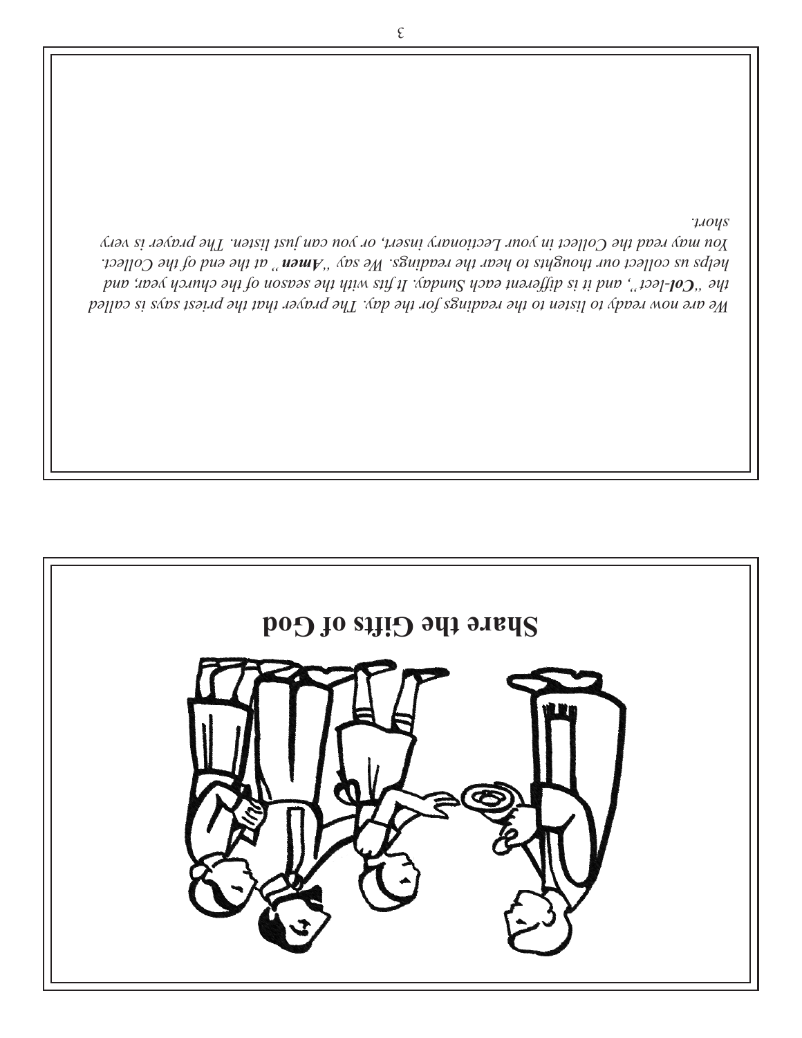We are now ready to listen to the readings for the day. The prayer that the priest says is called the "***Col**-lect*", and it is different each Sunday. It fits with the season of the church year, and helps us collect our thoughts to hear the readings. We say "***Amen***" at the end of the Collect. You may read the Collect in your Lectionary insert, or you can just listen. The prayer is very short.

**Share the Gifts of God**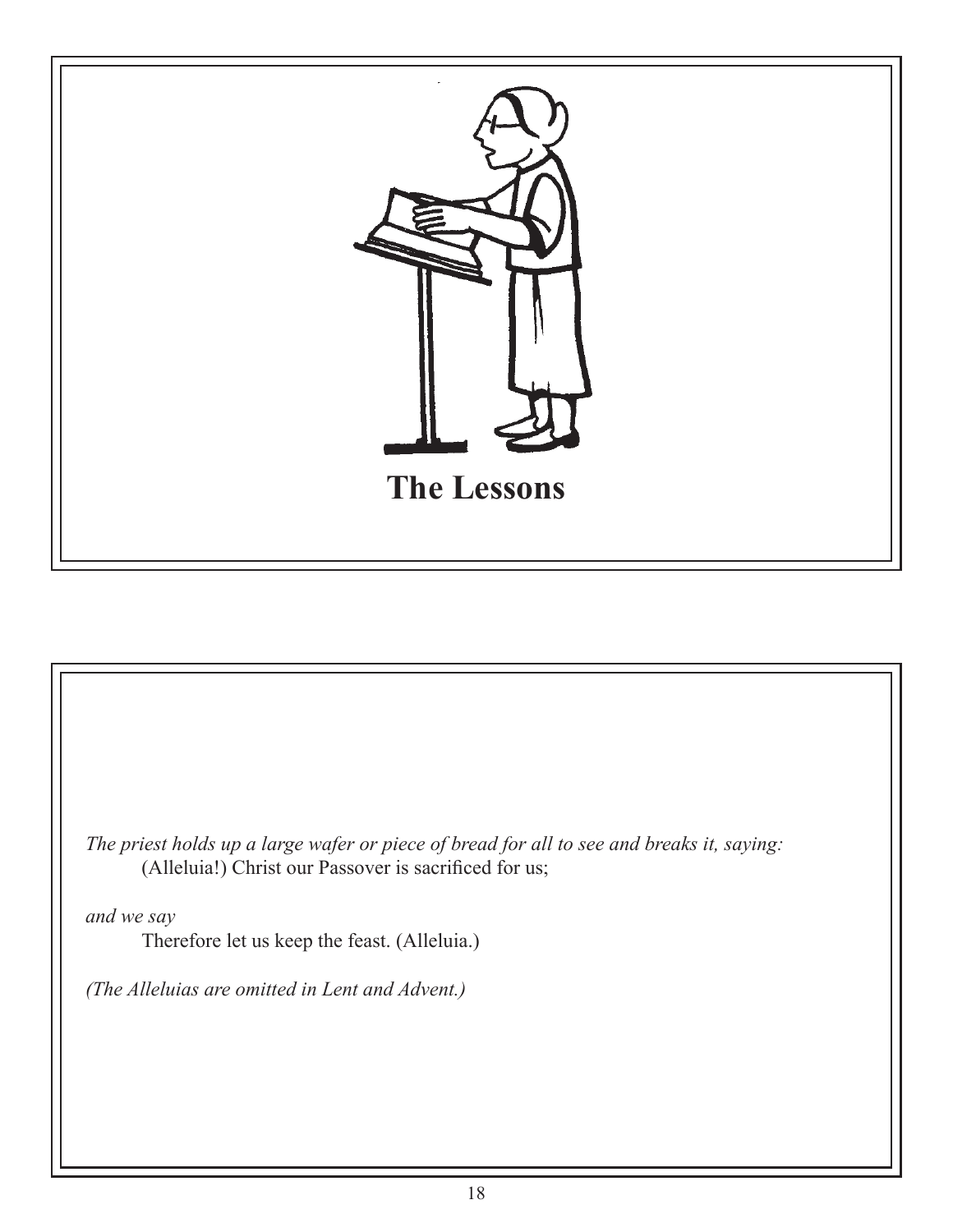## The Lessons

*The priest holds up a large wafer or piece of bread for all to see and breaks it, saying:*

(Alleluia!) Christ our Passover is sacrificed for us;

*and we say*

Therefore let us keep the feast. (Alleluia.)

*(The Alleluias are omitted in Lent and Advent.)*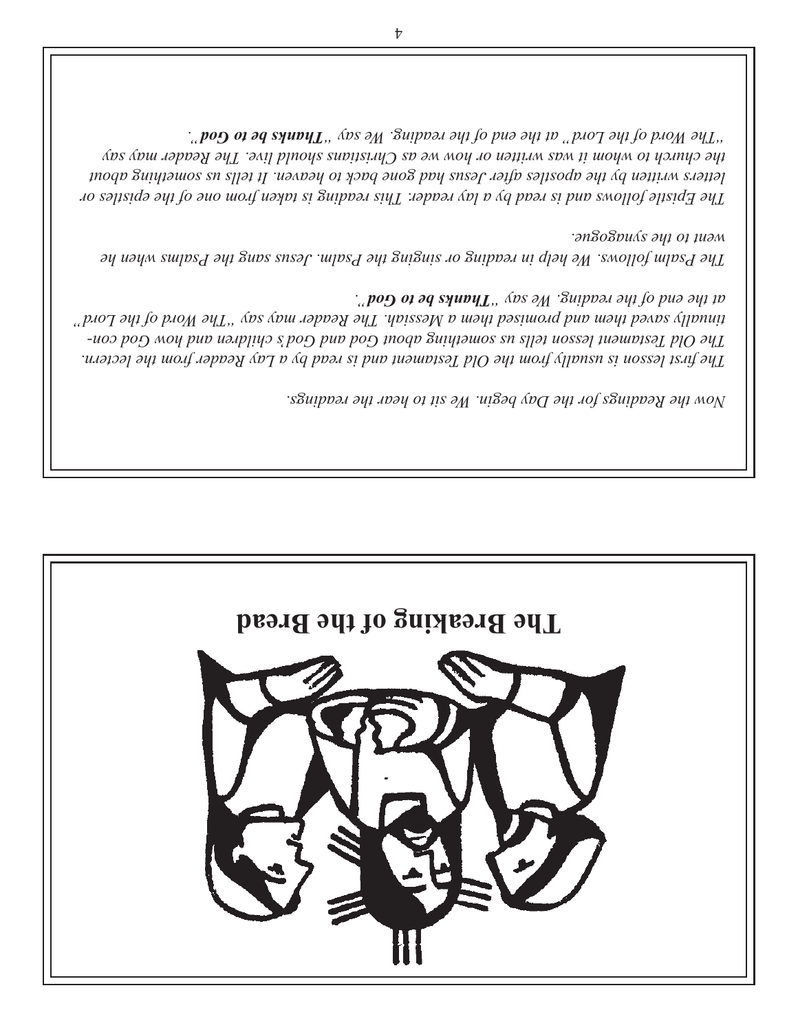Now the Readings for the Day begin. We sit to hear the readings.

The first lesson is usually from the Old Testament and is read by a Lay Reader from the lectern. The Old Testament lesson tells us something about God and God's children and how God continually saved them and promised them a Messiah. The Reader may say "The Word of the Lord" at the end of the reading. We say "**Thanks be to God**".

The Psalm follows. We help in reading or singing the Psalm. Jesus sang the Psalms when he went to the synagogue.

The Epistle follows and is read by a lay reader. This reading is taken from one of the epistles or letters written by the apostles after Jesus had gone back to heaven. It tells us something about the church to whom it was written or how we as Christians should live. The Reader may say "The Word of the Lord" at the end of the reading. We say "**Thanks be to God**".

# The Breaking of the Bread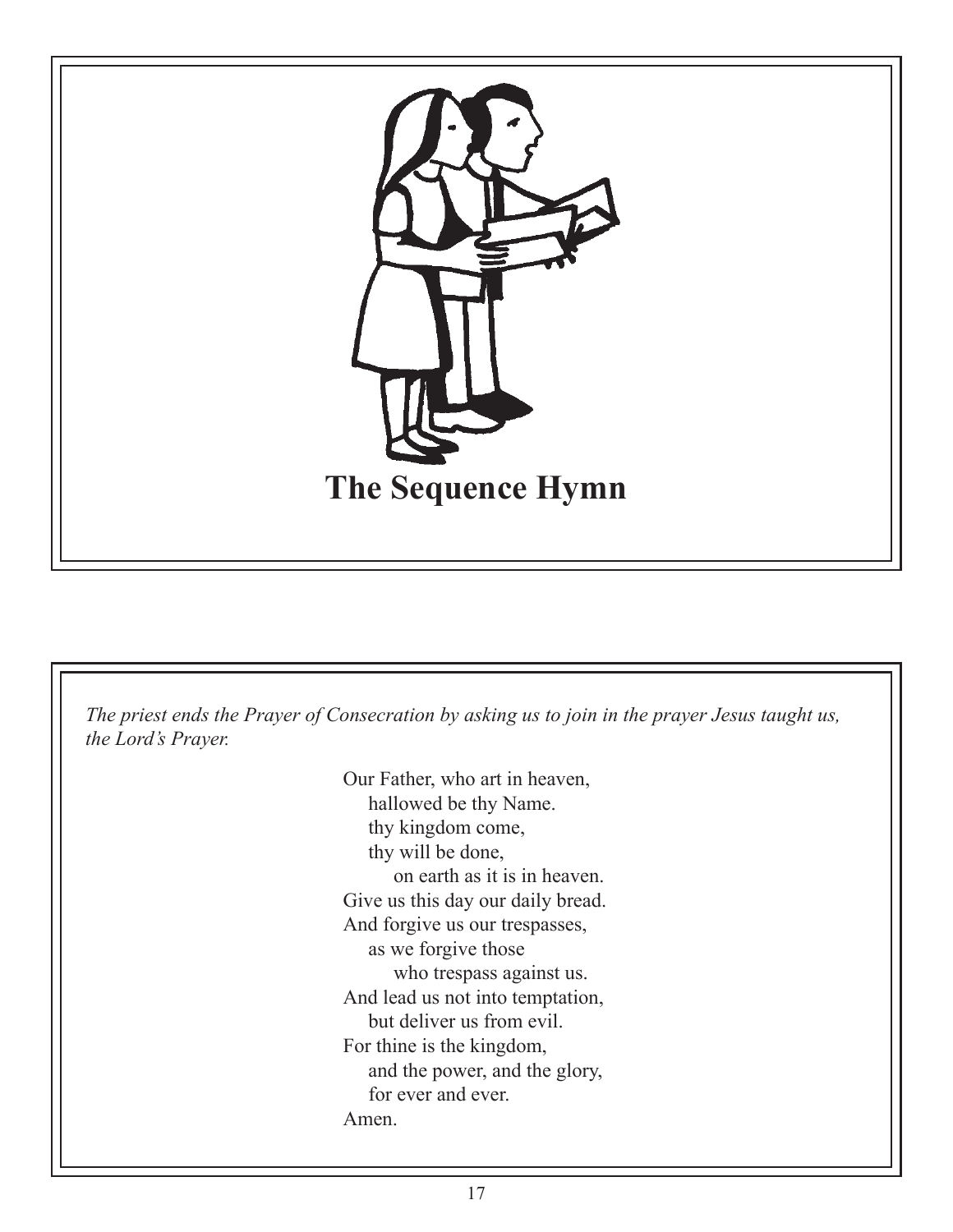# The Sequence Hymn

*The priest ends the Prayer of Consecration by asking us to join in the prayer Jesus taught us, the Lord's Prayer.*

Our Father, who art in heaven,  
hallowed be thy Name.  
thy kingdom come,  
thy will be done,  
on earth as it is in heaven.  
Give us this day our daily bread.  
And forgive us our trespasses,  
as we forgive those  
who trespass against us.  
And lead us not into temptation,  
but deliver us from evil.  
For thine is the kingdom,  
and the power, and the glory,  
for ever and ever.  
Amen.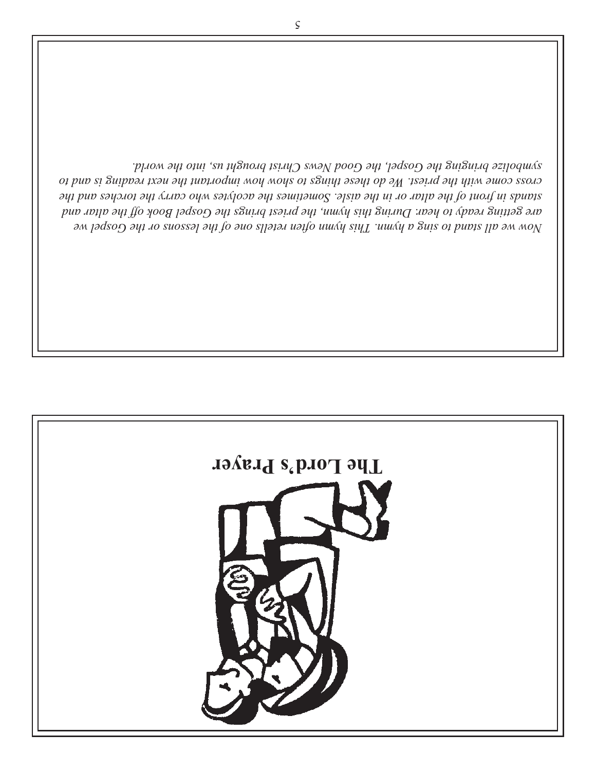*Now we all stand to sing a hymn. This hymn often retells one of the lessons or the Gospel we are getting ready to hear. During this hymn, the priest brings the Gospel Book off the altar and stands in front of the altar or in the aisle. Sometimes the acolytes who carry the torches and the cross come with the priest. We do these things to show how important the next reading is and to symbolize bringing the Gospel, the Good News Christ brought us, into the world.*

# The Lord's Prayer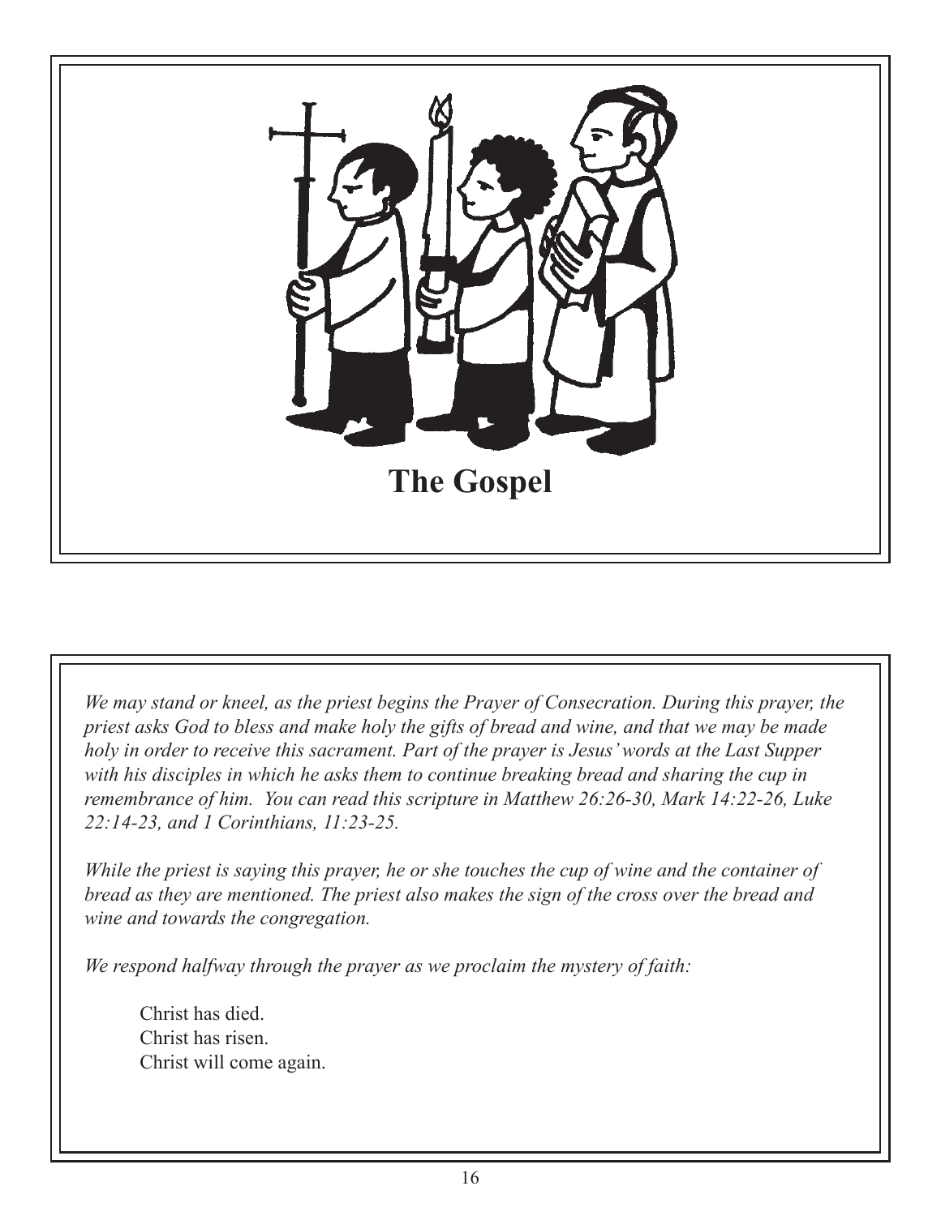## The Gospel

*We may stand or kneel, as the priest begins the Prayer of Consecration. During this prayer, the priest asks God to bless and make holy the gifts of bread and wine, and that we may be made holy in order to receive this sacrament. Part of the prayer is Jesus' words at the Last Supper with his disciples in which he asks them to continue breaking bread and sharing the cup in remembrance of him. You can read this scripture in Matthew 26:26-30, Mark 14:22-26, Luke 22:14-23, and 1 Corinthians, 11:23-25.*

*While the priest is saying this prayer, he or she touches the cup of wine and the container of bread as they are mentioned. The priest also makes the sign of the cross over the bread and wine and towards the congregation.*

*We respond halfway through the prayer as we proclaim the mystery of faith:*

Christ has died.
Christ has risen.
Christ will come again.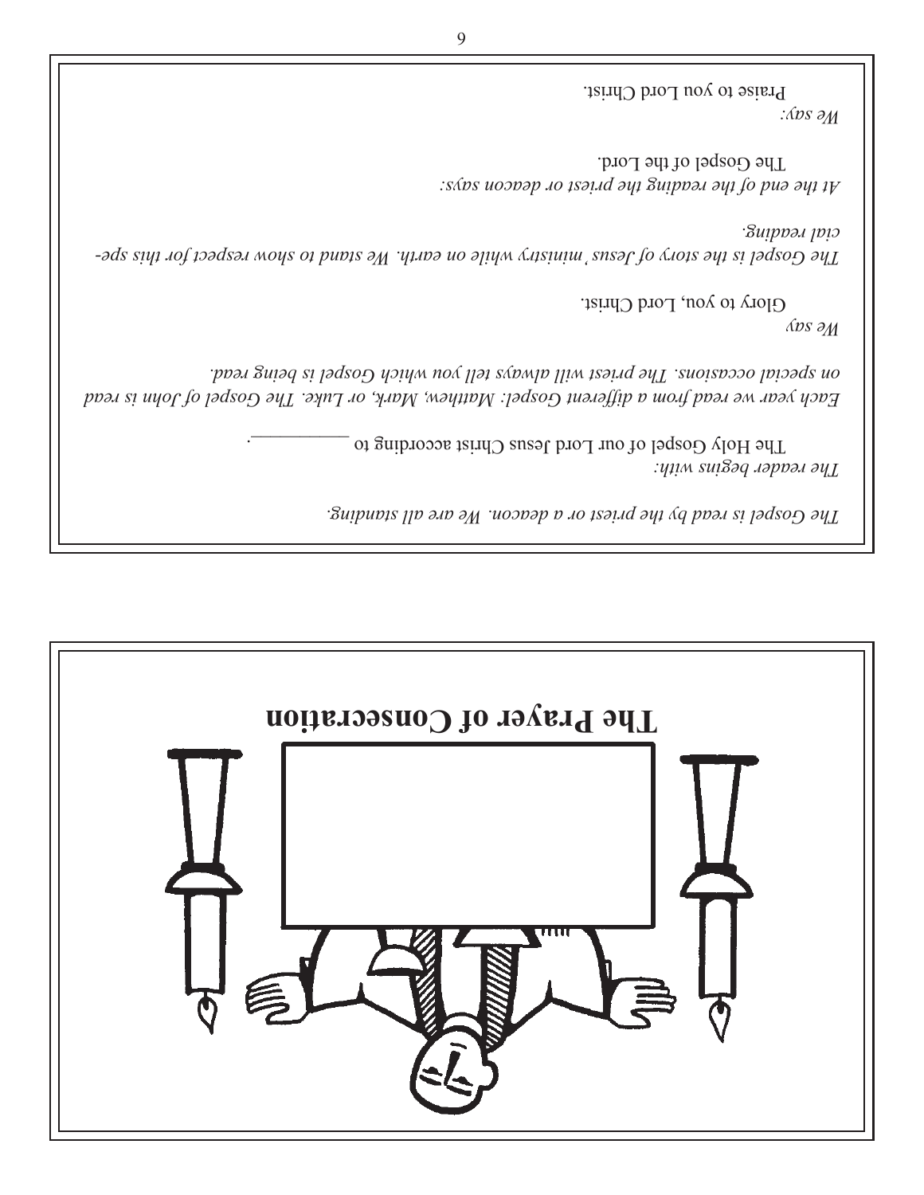The Gospel is read by the priest or a deacon. We are all standing.

*The reader begins with:*

The Holy Gospel of our Lord Jesus Christ according to ________.

*Each year we read from a different Gospel: Matthew, Mark, or Luke. The Gospel of John is read on special occasions. The priest will always tell you which Gospel is being read.*

*We say*

Glory to you, Lord Christ.

*The Gospel is the story of Jesus' ministry while on earth. We stand to show respect for this special reading.*

*At the end of the reading the priest or deacon says:*

The Gospel of the Lord.

*We say:*

Praise to you Lord Christ.

# The Prayer of Consecration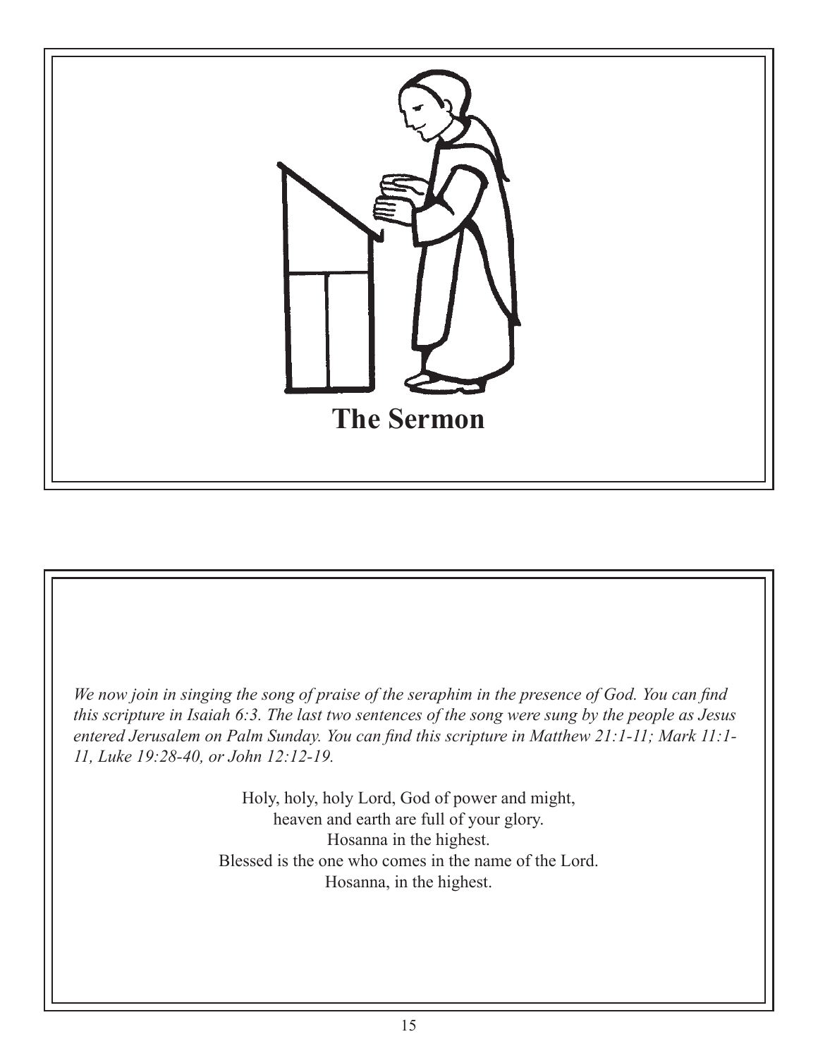## The Sermon

*We now join in singing the song of praise of the seraphim in the presence of God. You can find this scripture in Isaiah 6:3. The last two sentences of the song were sung by the people as Jesus entered Jerusalem on Palm Sunday. You can find this scripture in Matthew 21:1-11; Mark 11:1-11, Luke 19:28-40, or John 12:12-19.*

Holy, holy, holy Lord, God of power and might,
heaven and earth are full of your glory.
Hosanna in the highest.
Blessed is the one who comes in the name of the Lord.
Hosanna, in the highest.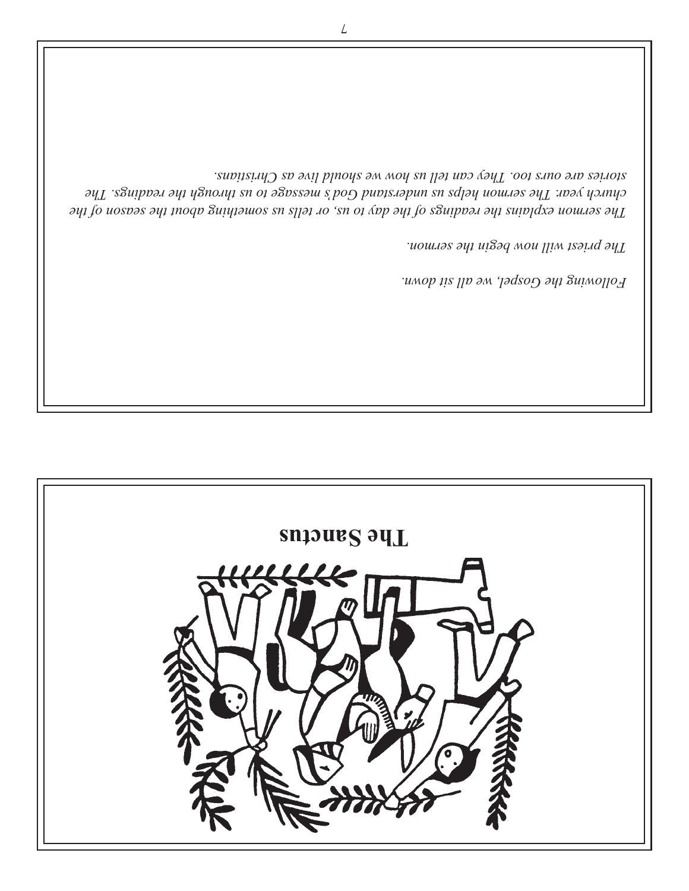*Following the Gospel, we all sit down.*

*The priest will now begin the sermon.*

*The sermon explains the readings of the day to us, or tells us something about the season of the church year. The sermon helps us understand God's message to us through the readings. The stories are ours too. They can tell us how we should live as Christians.*

# The Sanctus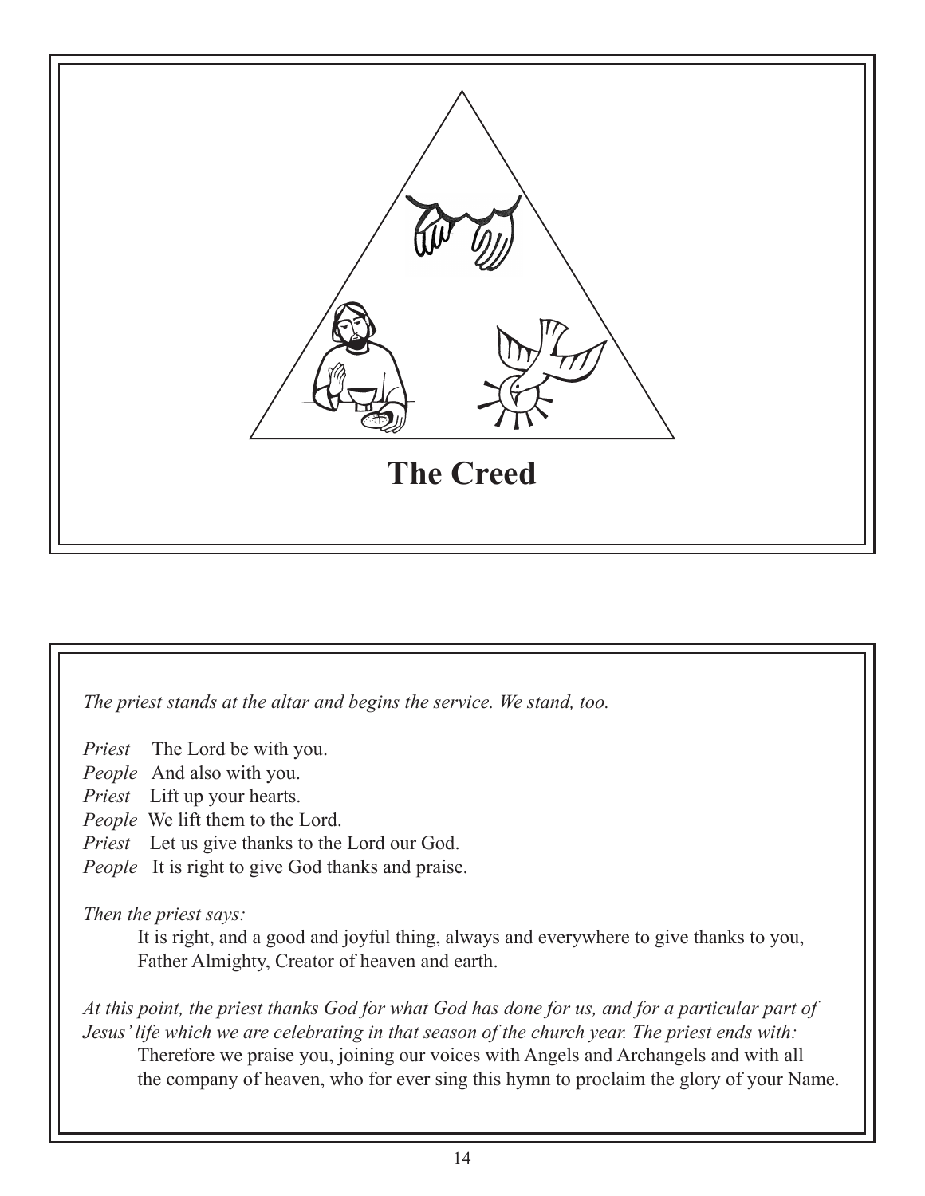# The Creed

*The priest stands at the altar and begins the service. We stand, too.*

*Priest* The Lord be with you.
*People* And also with you.
*Priest* Lift up your hearts.
*People* We lift them to the Lord.
*Priest* Let us give thanks to the Lord our God.
*People* It is right to give God thanks and praise.

*Then the priest says:*

It is right, and a good and joyful thing, always and everywhere to give thanks to you, Father Almighty, Creator of heaven and earth.

*At this point, the priest thanks God for what God has done for us, and for a particular part of Jesus' life which we are celebrating in that season of the church year. The priest ends with:*

Therefore we praise you, joining our voices with Angels and Archangels and with all the company of heaven, who for ever sing this hymn to proclaim the glory of your Name.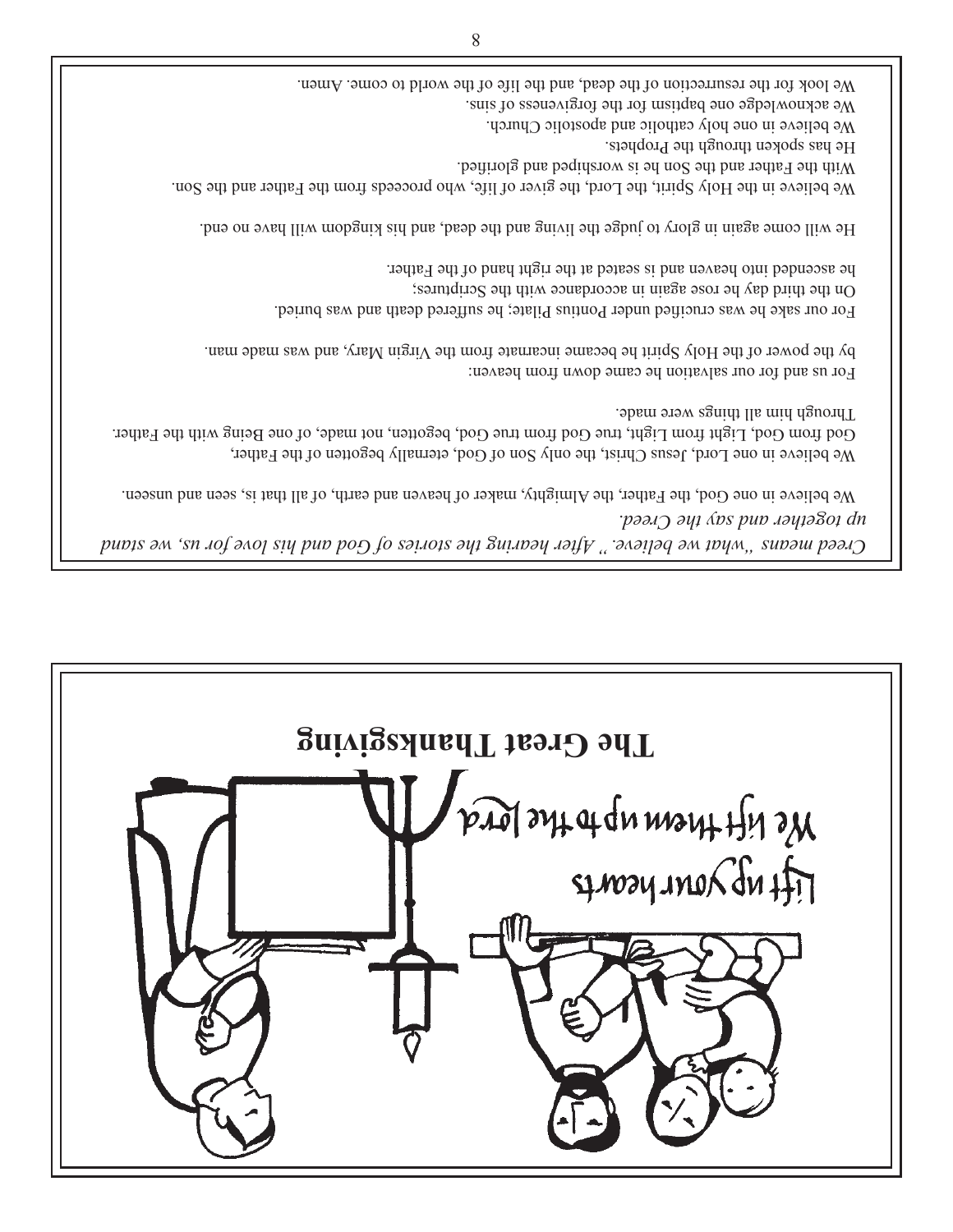*Creed means "what we believe." After hearing the stories of God and his love for us, we stand up together and say the Creed.*

We believe in one God, the Father, the Almighty, maker of heaven and earth, of all that is, seen and unseen.

We believe in one Lord, Jesus Christ, the only Son of God, eternally begotten of the Father,
God from God, Light from Light, true God from true God, begotten, not made, of one Being with the Father.
Through him all things were made.

For us and for our salvation he came down from heaven:
by the power of the Holy Spirit he became incarnate from the Virgin Mary, and was made man.

For our sake he was crucified under Pontius Pilate; he suffered death and was buried.
On the third day he rose again in accordance with the Scriptures;
he ascended into heaven and is seated at the right hand of the Father.

He will come again in glory to judge the living and the dead, and his kingdom will have no end.

We believe in the Holy Spirit, the Lord, the giver of life, who proceeds from the Father and the Son.
With the Father and the Son he is worshiped and glorified.
He has spoken through the Prophets.
We believe in one holy catholic and apostolic Church.
We acknowledge one baptism for the forgiveness of sins.
We look for the resurrection of the dead, and the life of the world to come. Amen.

# The Great Thanksgiving

Lift up your hearts

We lift them up to the Lord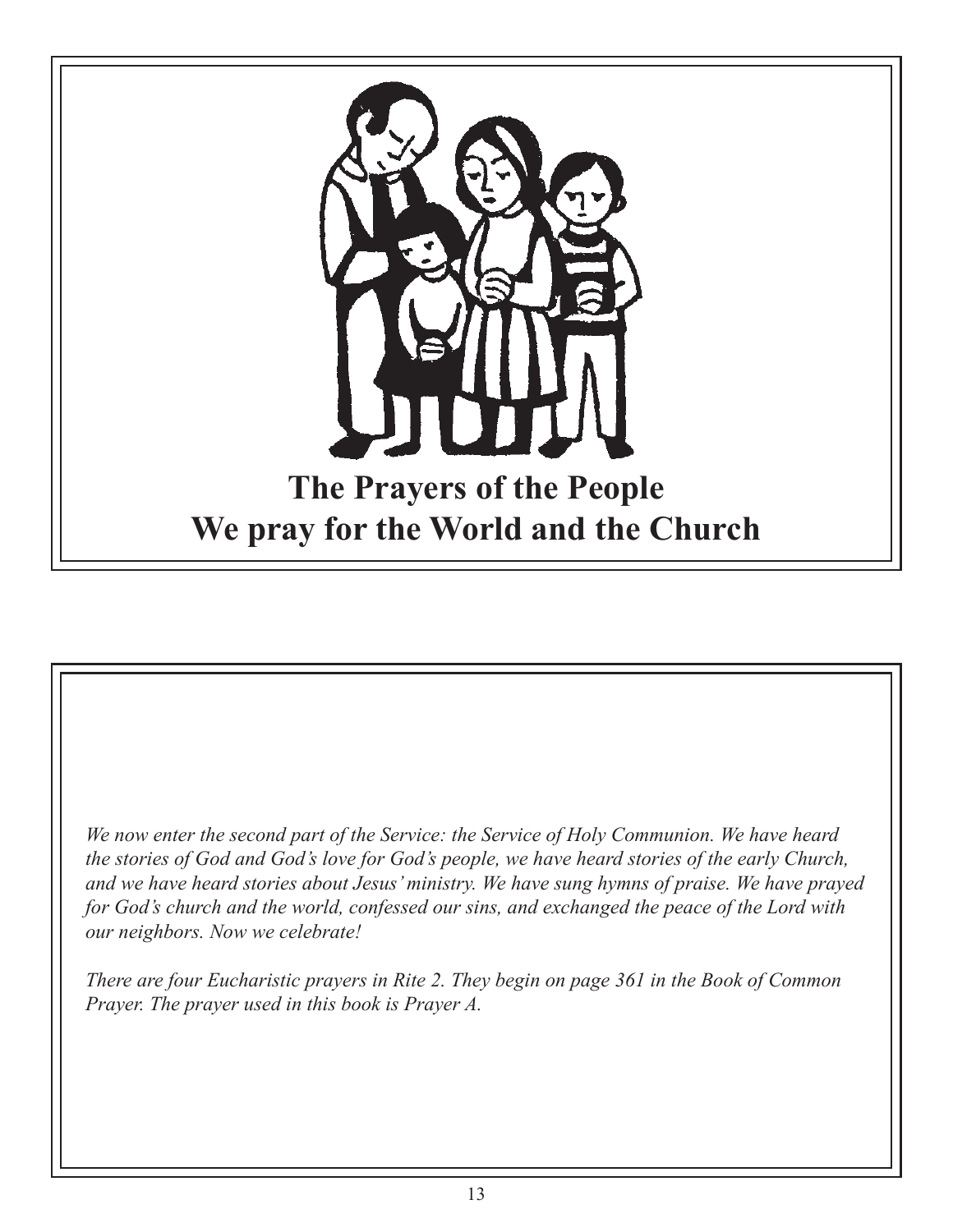## The Prayers of the People
## We pray for the World and the Church

*We now enter the second part of the Service: the Service of Holy Communion. We have heard the stories of God and God's love for God's people, we have heard stories of the early Church, and we have heard stories about Jesus' ministry. We have sung hymns of praise. We have prayed for God's church and the world, confessed our sins, and exchanged the peace of the Lord with our neighbors. Now we celebrate!*

*There are four Eucharistic prayers in Rite 2. They begin on page 361 in the Book of Common Prayer. The prayer used in this book is Prayer A.*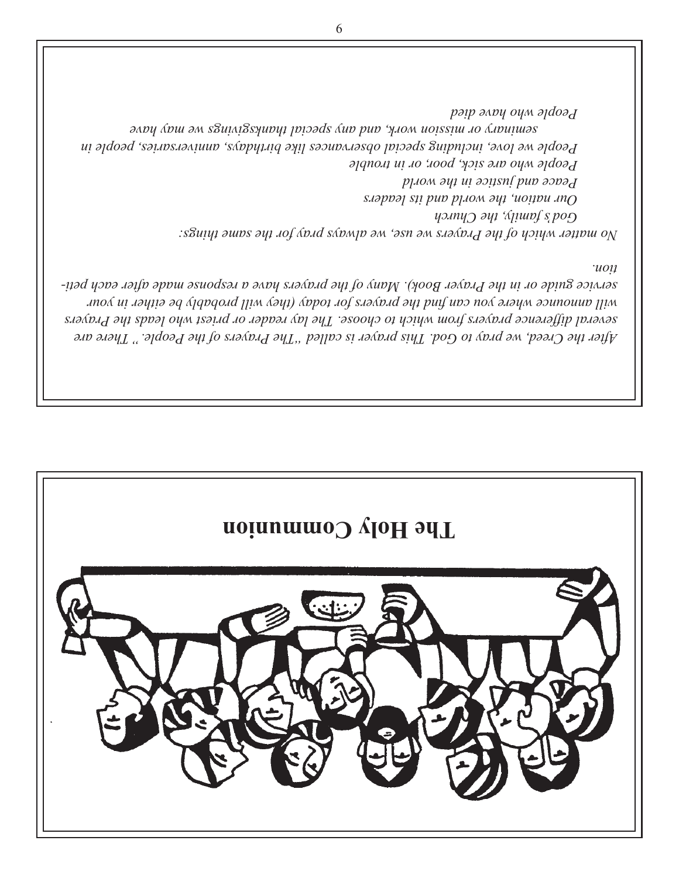After the Creed, we pray to God. This prayer is called "The Prayers of the People." There are several difference prayers from which to choose. The lay reader or priest who leads the Prayers will announce where you can find the prayers for today (they will probably be either in your service guide or in the Prayer Book). Many of the prayers have a response made after each petition.

No matter which of the Prayers we use, we always pray for the same things:

*God's family, the Church*
*Our nation, the world and its leaders*
*Peace and justice in the world*
*People who are sick, poor, or in trouble*
*People we love, including special observances like birthdays, anniversaries, people in seminary or mission work, and any special thanksgivings we may have*
*People who have died*

# The Holy Communion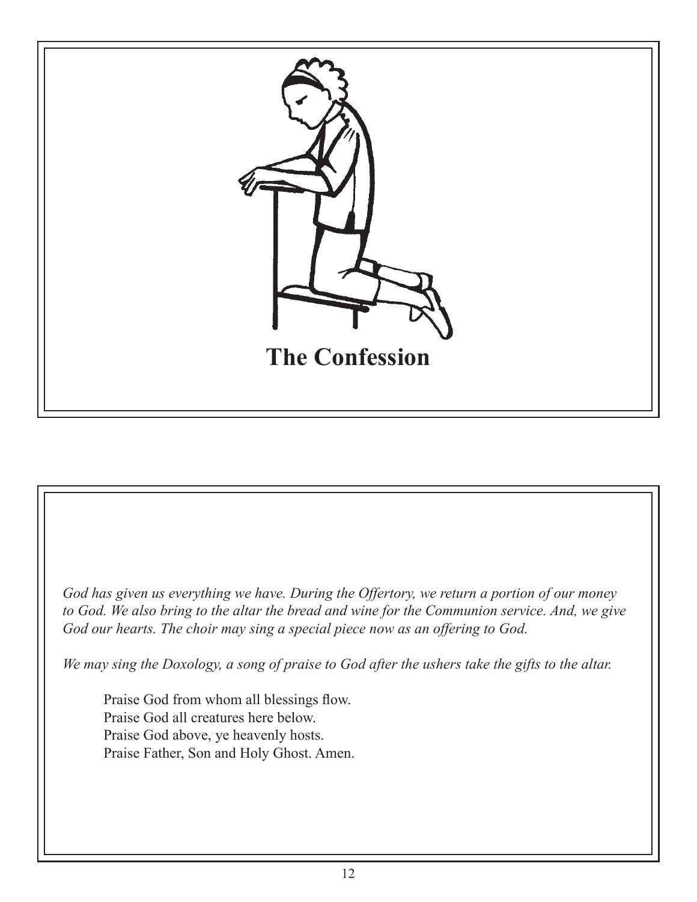**The Confession**

*God has given us everything we have. During the Offertory, we return a portion of our money to God. We also bring to the altar the bread and wine for the Communion service. And, we give God our hearts. The choir may sing a special piece now as an offering to God.*

*We may sing the Doxology, a song of praise to God after the ushers take the gifts to the altar.*

Praise God from whom all blessings flow.
Praise God all creatures here below.
Praise God above, ye heavenly hosts.
Praise Father, Son and Holy Ghost. Amen.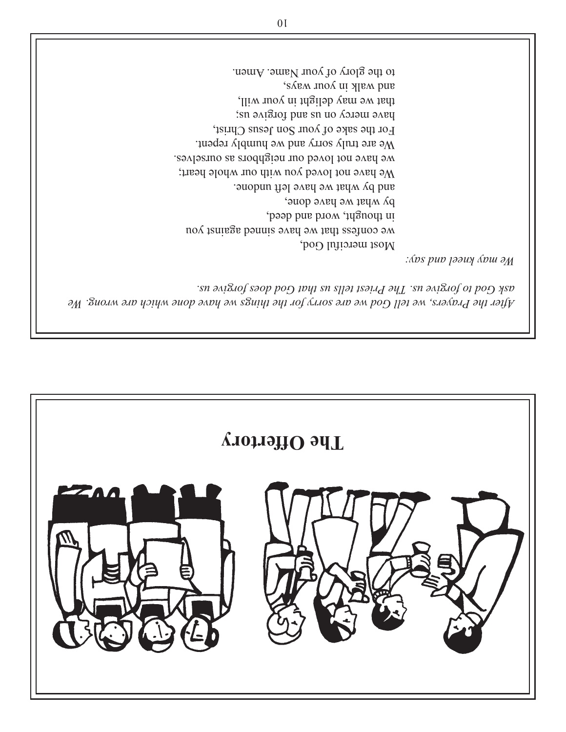*After the Prayers, we tell God we are sorry for the things we have done which are wrong. We ask God to forgive us. The Priest tells us that God does forgive us.*

*We may kneel and say:*

Most merciful God,
we confess that we have sinned against you
in thought, word and deed,
by what we have done,
and by what we have left undone.
We have not loved you with our whole heart;
we have not loved our neighbors as ourselves.
We are truly sorry and we humbly repent.
For the sake of your Son Jesus Christ,
have mercy on us and forgive us;
that we may delight in your will,
and walk in your ways,
to the glory of your Name. Amen.

# The Offertory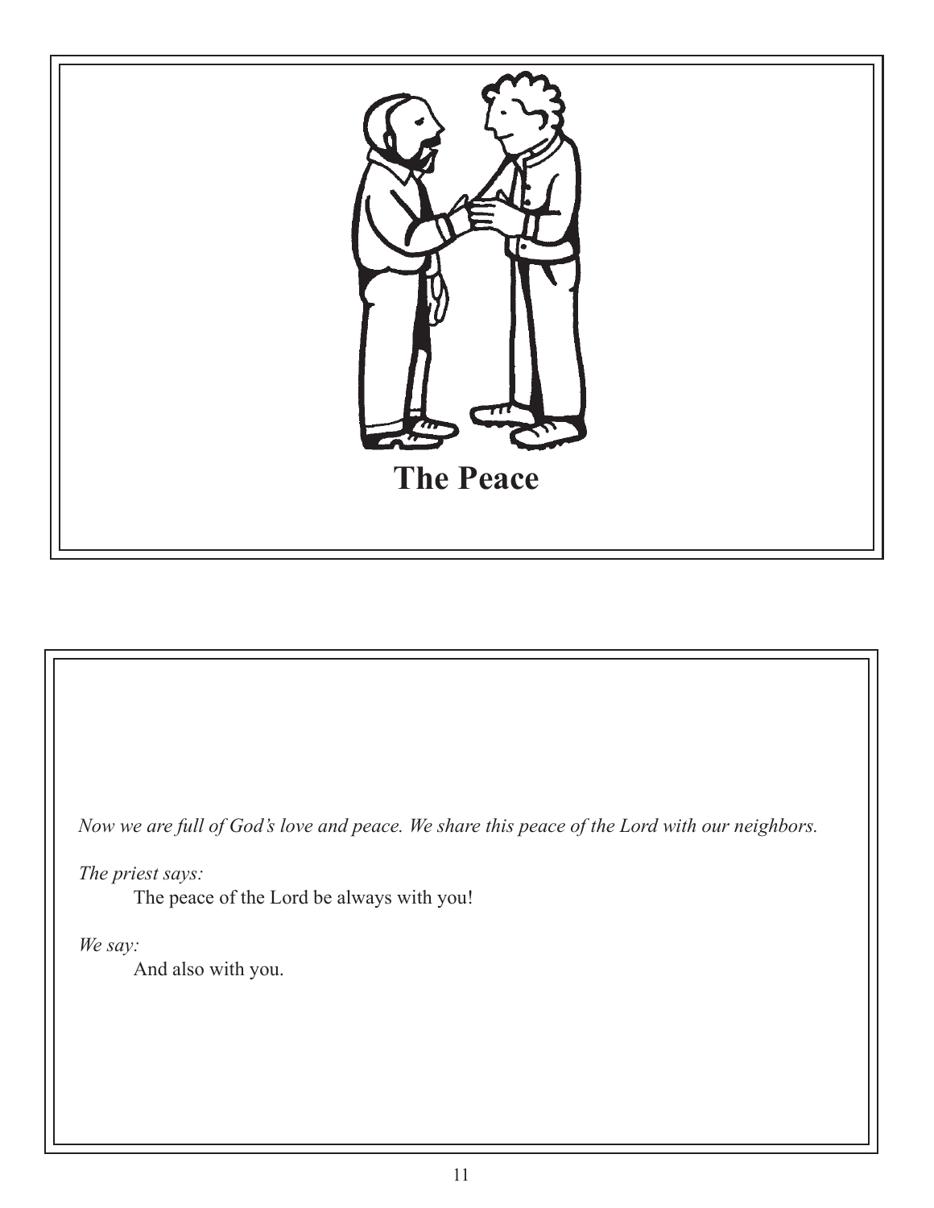# The Peace

*Now we are full of God's love and peace. We share this peace of the Lord with our neighbors.*

*The priest says:*

The peace of the Lord be always with you!

*We say:*

And also with you.